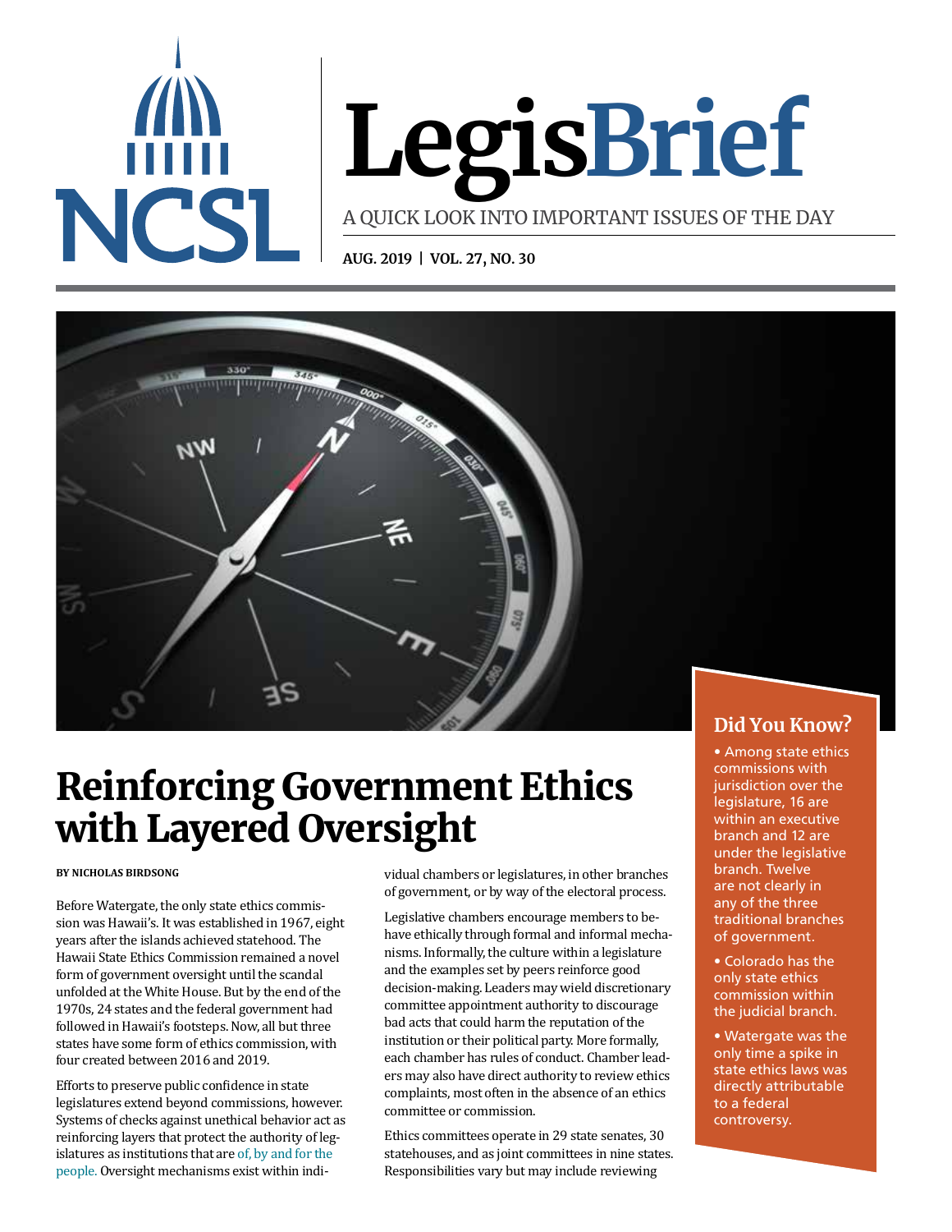# LegisBrief

A QUICK LOOK INTO IMPORTANT ISSUES OF THE DAY

**AUG. 2019 | VOL. 27, NO. 30**

# Reinforcing Government Ethics with Layered Oversight

**BY NICHOLAS BIRDSONG**

Before Watergate, the only state ethics commission was Hawaii's. It was established in 1967, eight years after the islands achieved statehood. The Hawaii State Ethics Commission remained a novel form of government oversight until the scandal unfolded at the White House. But by the end of the 1970s, 24 states and the federal government had followed in Hawaii's footsteps. Now, all but three states have some form of ethics commission, with four created between 2016 and 2019.

Efforts to preserve public confidence in state legislatures extend beyond commissions, however. Systems of checks against unethical behavior act as reinforcing layers that protect the authority of legislatures as institutions that are of, by and for the people. Oversight mechanisms exist within individual chambers or legislatures, in other branches of government, or by way of the electoral process.

Legislative chambers encourage members to behave ethically through formal and informal mechanisms. Informally, the culture within a legislature and the examples set by peers reinforce good decision-making. Leaders may wield discretionary committee appointment authority to discourage bad acts that could harm the reputation of the institution or their political party. More formally, each chamber has rules of conduct. Chamber leaders may also have direct authority to review ethics complaints, most often in the absence of an ethics committee or commission.

Ethics committees operate in 29 state senates, 30 statehouses, and as joint committees in nine states. Responsibilities vary but may include reviewing

## Did You Know?

- Among state ethics commissions with jurisdiction over the legislature, 16 are within an executive branch and 12 are under the legislative branch. Twelve are not clearly in any of the three traditional branches of government.
- Colorado has the only state ethics commission within the judicial branch.
- Watergate was the only time a spike in state ethics laws was directly attributable to a federal controversy.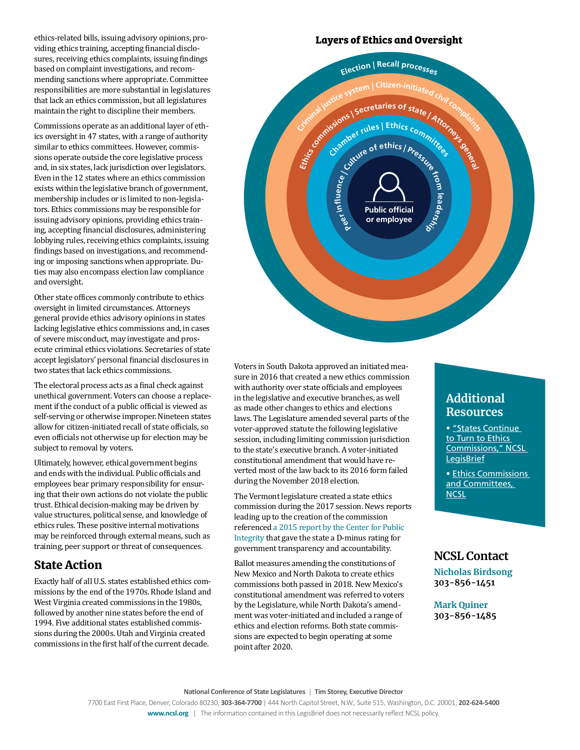ethics-related bills, issuing advisory opinions, providing ethics training, accepting financial disclosures, receiving ethics complaints, issuing findings based on complaint investigations, and recommending sanctions where appropriate. Committee responsibilities are more substantial in legislatures that lack an ethics commission, but all legislatures maintain the right to discipline their members.

Commissions operate as an additional layer of ethics oversight in 47 states, with a range of authority similar to ethics committees. However, commissions operate outside the core legislative process and, in six states, lack jurisdiction over legislators. Even in the 12 states where an ethics commission exists within the legislative branch of government, membership includes or is limited to non-legislators. Ethics commissions may be responsible for issuing advisory opinions, providing ethics training, accepting financial disclosures, administering lobbying rules, receiving ethics complaints, issuing findings based on investigations, and recommending or imposing sanctions when appropriate. Duties may also encompass election law compliance and oversight.

Other state offices commonly contribute to ethics oversight in limited circumstances. Attorneys general provide ethics advisory opinions in states lacking legislative ethics commissions and, in cases of severe misconduct, may investigate and prosecute criminal ethics violations. Secretaries of state accept legislators' personal financial disclosures in two states that lack ethics commissions.

The electoral process acts as a final check against unethical government. Voters can choose a replacement if the conduct of a public official is viewed as self-serving or otherwise improper. Nineteen states allow for citizen-initiated recall of state officials, so even officials not otherwise up for election may be subject to removal by voters.

Ultimately, however, ethical government begins and ends with the individual. Public officials and employees bear primary responsibility for ensuring that their own actions do not violate the public trust. Ethical decision-making may be driven by value structures, political sense, and knowledge of ethics rules. These positive internal motivations may be reinforced through external means, such as training, peer support or threat of consequences.

**Layers of Ethics and Oversight**

Election | Recall processes

Criminal justice system | Citizen-initiated civil complaints

Ethics commissions | Secretaries of state / Attorneys general

Chamber rules | Ethics committees

Peer influence / Culture of ethics / Pressure from leadership

Public official or employee

## State Action

Exactly half of all U.S. states established ethics commissions by the end of the 1970s. Rhode Island and West Virginia created commissions in the 1980s, followed by another nine states before the end of 1994. Five additional states established commissions during the 2000s. Utah and Virginia created commissions in the first half of the current decade.

Voters in South Dakota approved an initiated measure in 2016 that created a new ethics commission with authority over state officials and employees in the legislative and executive branches, as well as made other changes to ethics and elections laws. The Legislature amended several parts of the voter-approved statute the following legislative session, including limiting commission jurisdiction to the state's executive branch. A voter-initiated constitutional amendment that would have reverted most of the law back to its 2016 form failed during the November 2018 election.

The Vermont legislature created a state ethics commission during the 2017 session. News reports leading up to the creation of the commission referenced a 2015 report by the Center for Public Integrity that gave the state a D-minus rating for government transparency and accountability.

Ballot measures amending the constitutions of New Mexico and North Dakota to create ethics commissions both passed in 2018. New Mexico's constitutional amendment was referred to voters by the Legislature, while North Dakota's amendment was voter-initiated and included a range of ethics and election reforms. Both state commissions are expected to begin operating at some point after 2020.

## Additional Resources

- "States Continue to Turn to Ethics Commissions," NCSL LegisBrief
- Ethics Commissions and Committees, NCSL

## NCSL Contact

**Nicholas Birdsong**
303-856-1451

**Mark Quiner**
303-856-1485

**National Conference of State Legislatures** | **Tim Storey, Executive Director**

7700 East First Place, Denver, Colorado 80230, **303-364-7700** | 444 North Capitol Street, N.W., Suite 515, Washington, D.C. 20001, **202-624-5400**

**www.ncsl.org** | The information contained in this LegisBrief does not necessarily reflect NCSL policy.